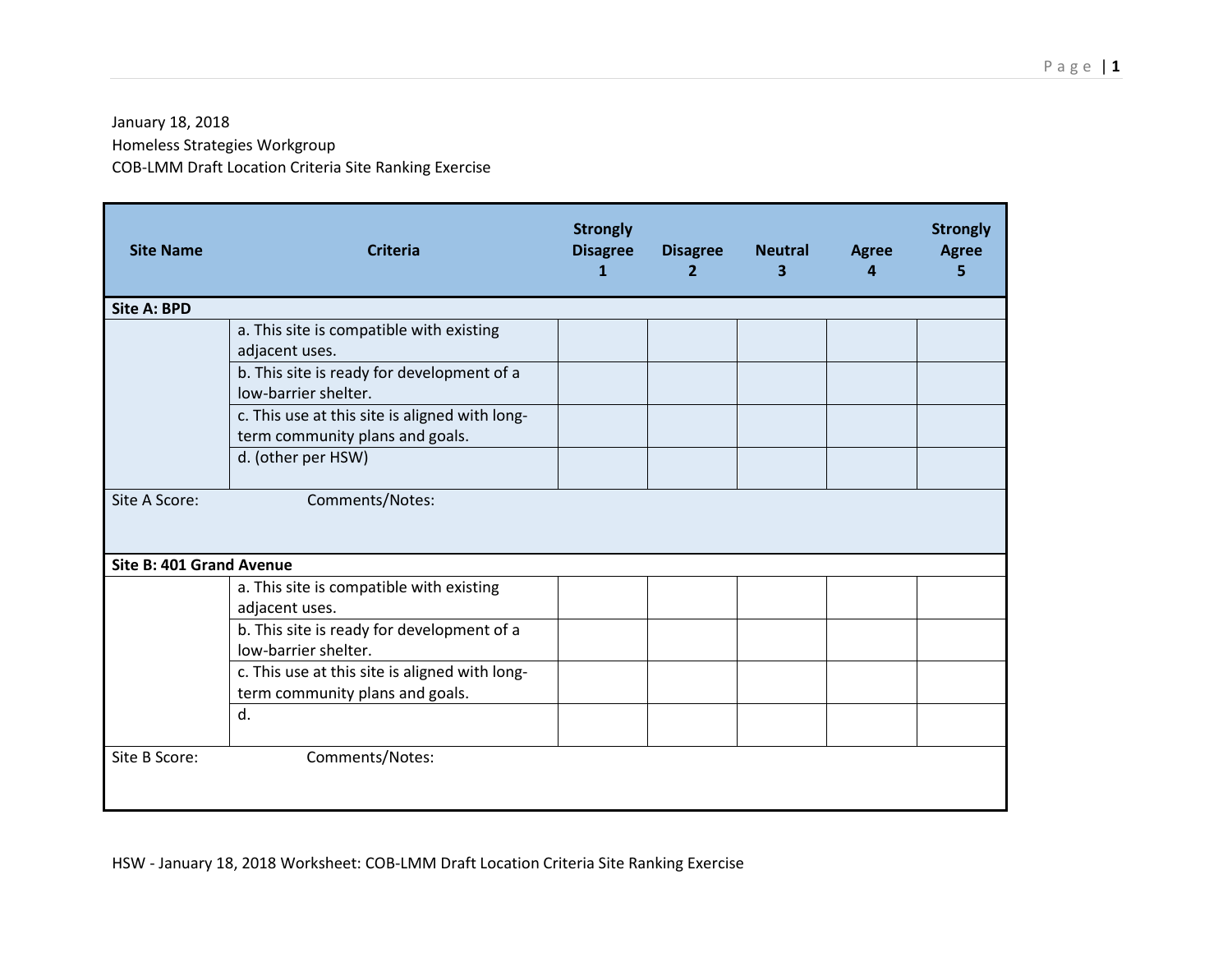January 18, 2018

Homeless Strategies Workgroup

COB-LMM Draft Location Criteria Site Ranking Exercise

| Site Name | Criteria | Strongly Disagree 1 | Disagree 2 | Neutral 3 | Agree 4 | Strongly Agree 5 |
|---|---|---|---|---|---|---|
| **Site A: BPD** | | | | | | |
| | a. This site is compatible with existing adjacent uses. | | | | | |
| | b. This site is ready for development of a low-barrier shelter. | | | | | |
| | c. This use at this site is aligned with long-term community plans and goals. | | | | | |
| | d. (other per HSW) | | | | | |
| Site A Score: | Comments/Notes: | | | | | |
| **Site B: 401 Grand Avenue** | | | | | | |
| | a. This site is compatible with existing adjacent uses. | | | | | |
| | b. This site is ready for development of a low-barrier shelter. | | | | | |
| | c. This use at this site is aligned with long-term community plans and goals. | | | | | |
| | d. | | | | | |
| Site B Score: | Comments/Notes: | | | | | |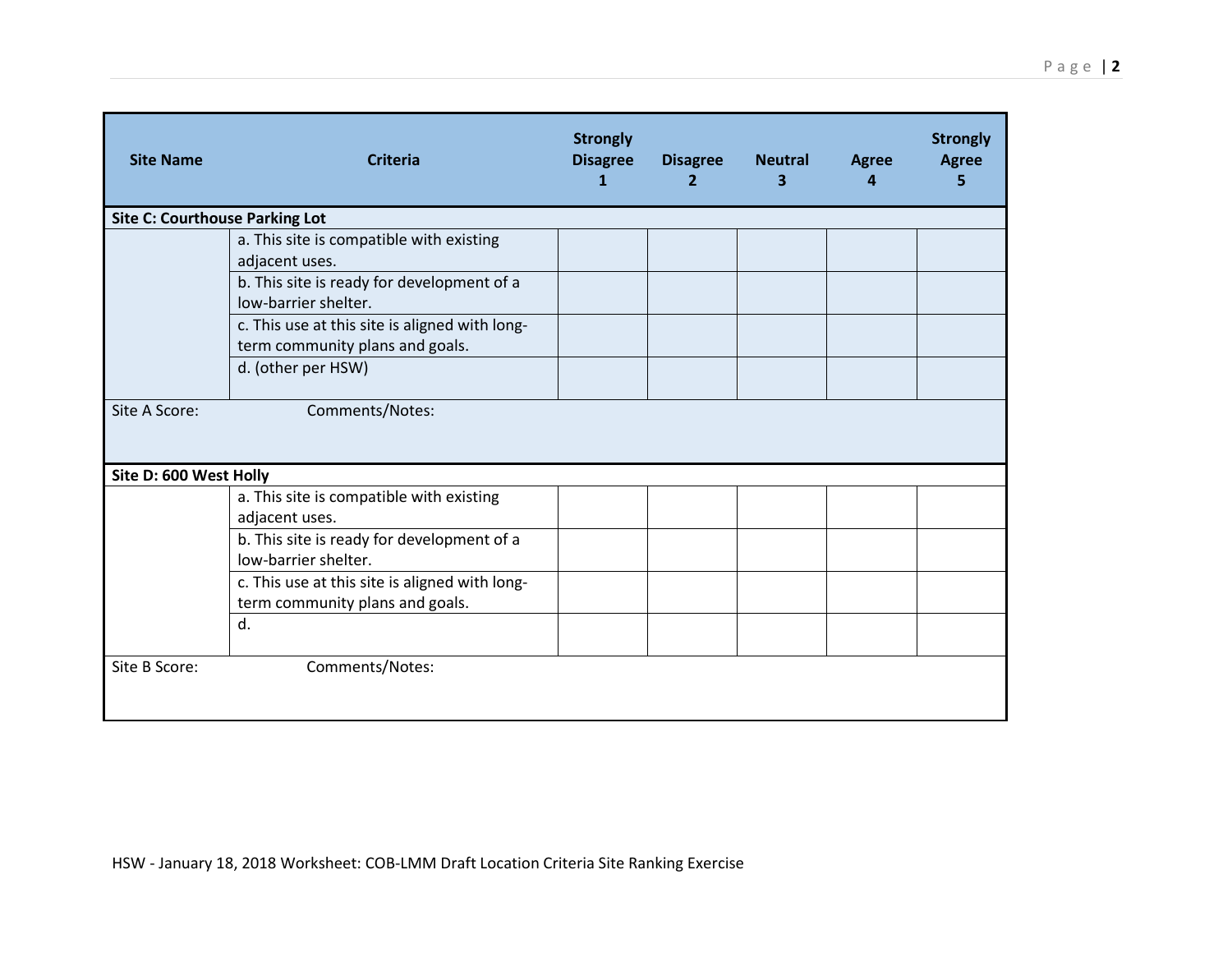| Site Name | Criteria | Strongly Disagree 1 | Disagree 2 | Neutral 3 | Agree 4 | Strongly Agree 5 |
|---|---|---|---|---|---|---|
| **Site C: Courthouse Parking Lot** | | | | | | |
| | a. This site is compatible with existing adjacent uses. | | | | | |
| | b. This site is ready for development of a low-barrier shelter. | | | | | |
| | c. This use at this site is aligned with long-term community plans and goals. | | | | | |
| | d. (other per HSW) | | | | | |
| Site A Score: | Comments/Notes: | | | | | |
| **Site D: 600 West Holly** | | | | | | |
| | a. This site is compatible with existing adjacent uses. | | | | | |
| | b. This site is ready for development of a low-barrier shelter. | | | | | |
| | c. This use at this site is aligned with long-term community plans and goals. | | | | | |
| | d. | | | | | |
| Site B Score: | Comments/Notes: | | | | | |

HSW - January 18, 2018 Worksheet: COB-LMM Draft Location Criteria Site Ranking Exercise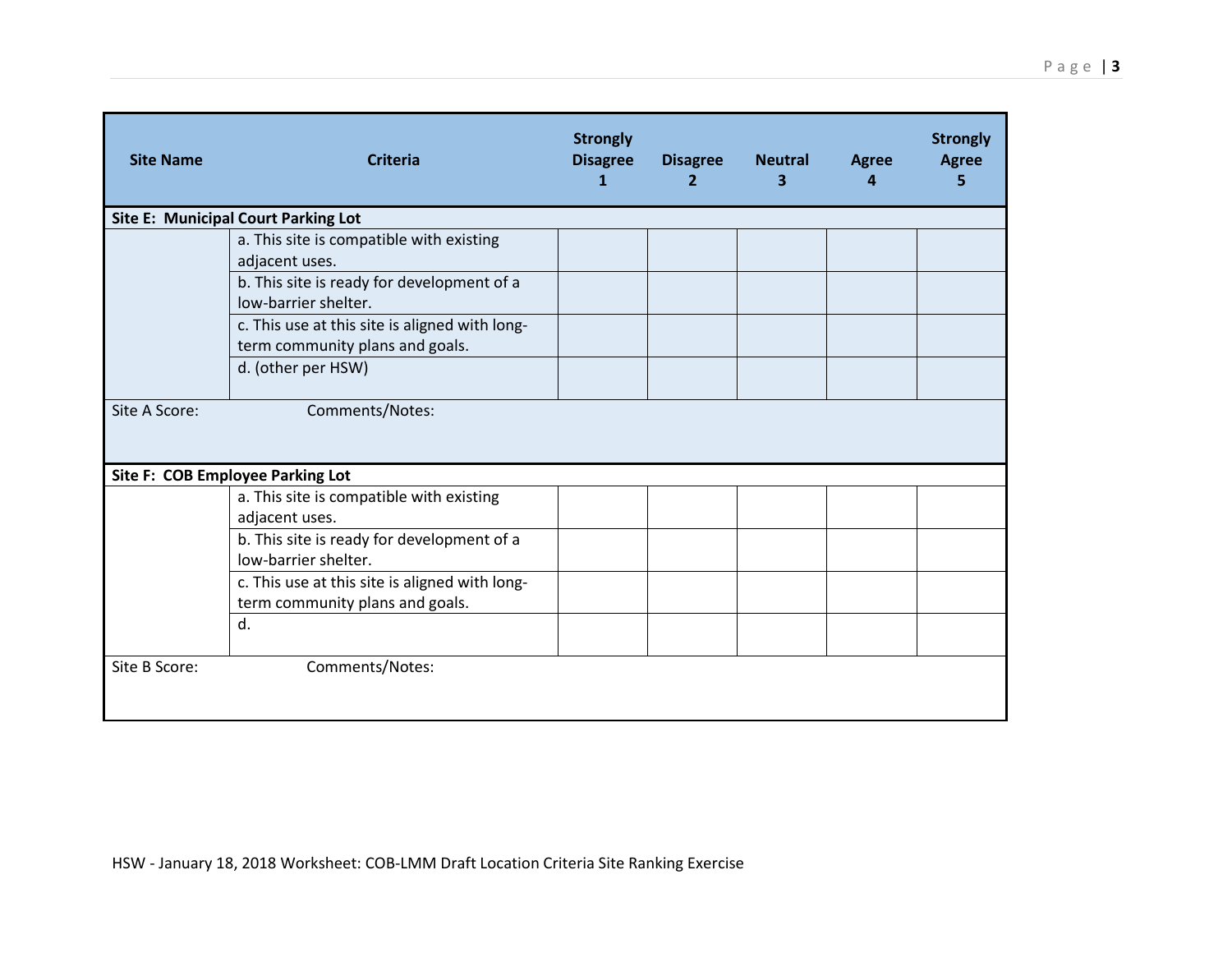| Site Name | Criteria | Strongly Disagree 1 | Disagree 2 | Neutral 3 | Agree 4 | Strongly Agree 5 |
|---|---|---|---|---|---|---|
| **Site E: Municipal Court Parking Lot** | | | | | | |
| | a. This site is compatible with existing adjacent uses. | | | | | |
| | b. This site is ready for development of a low-barrier shelter. | | | | | |
| | c. This use at this site is aligned with long-term community plans and goals. | | | | | |
| | d. (other per HSW) | | | | | |
| Site A Score: | Comments/Notes: | | | | | |
| **Site F: COB Employee Parking Lot** | | | | | | |
| | a. This site is compatible with existing adjacent uses. | | | | | |
| | b. This site is ready for development of a low-barrier shelter. | | | | | |
| | c. This use at this site is aligned with long-term community plans and goals. | | | | | |
| | d. | | | | | |
| Site B Score: | Comments/Notes: | | | | | |

HSW - January 18, 2018 Worksheet: COB-LMM Draft Location Criteria Site Ranking Exercise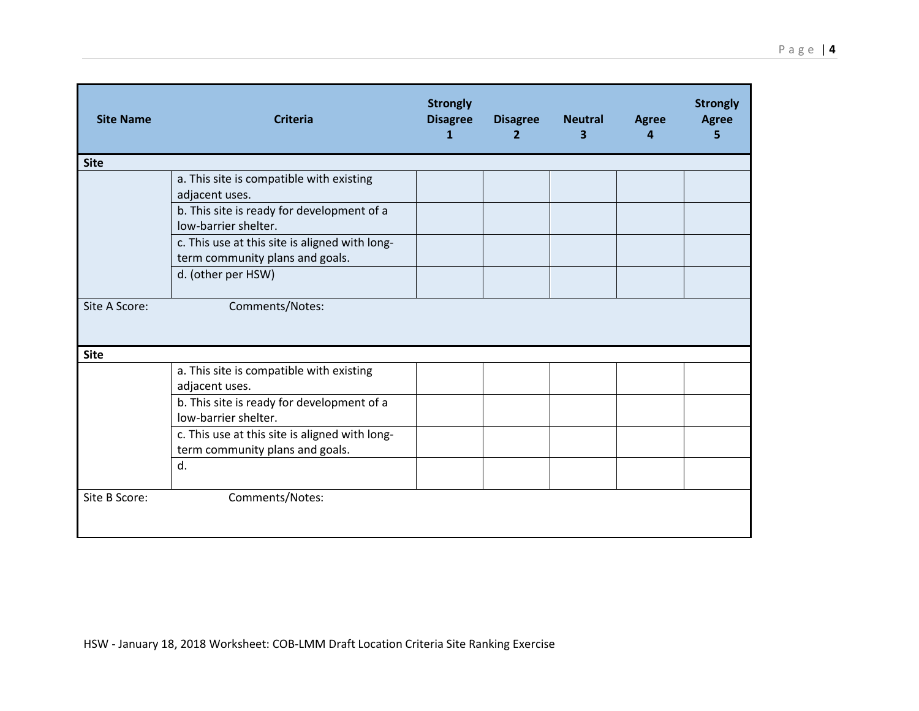| Site Name | Criteria | Strongly Disagree 1 | Disagree 2 | Neutral 3 | Agree 4 | Strongly Agree 5 |
|---|---|---|---|---|---|---|
| **Site** | | | | | | |
| | a. This site is compatible with existing adjacent uses. | | | | | |
| | b. This site is ready for development of a low-barrier shelter. | | | | | |
| | c. This use at this site is aligned with long-term community plans and goals. | | | | | |
| | d. (other per HSW) | | | | | |
| Site A Score: | Comments/Notes: | | | | | |
| **Site** | | | | | | |
| | a. This site is compatible with existing adjacent uses. | | | | | |
| | b. This site is ready for development of a low-barrier shelter. | | | | | |
| | c. This use at this site is aligned with long-term community plans and goals. | | | | | |
| | d. | | | | | |
| Site B Score: | Comments/Notes: | | | | | |

HSW - January 18, 2018 Worksheet: COB-LMM Draft Location Criteria Site Ranking Exercise